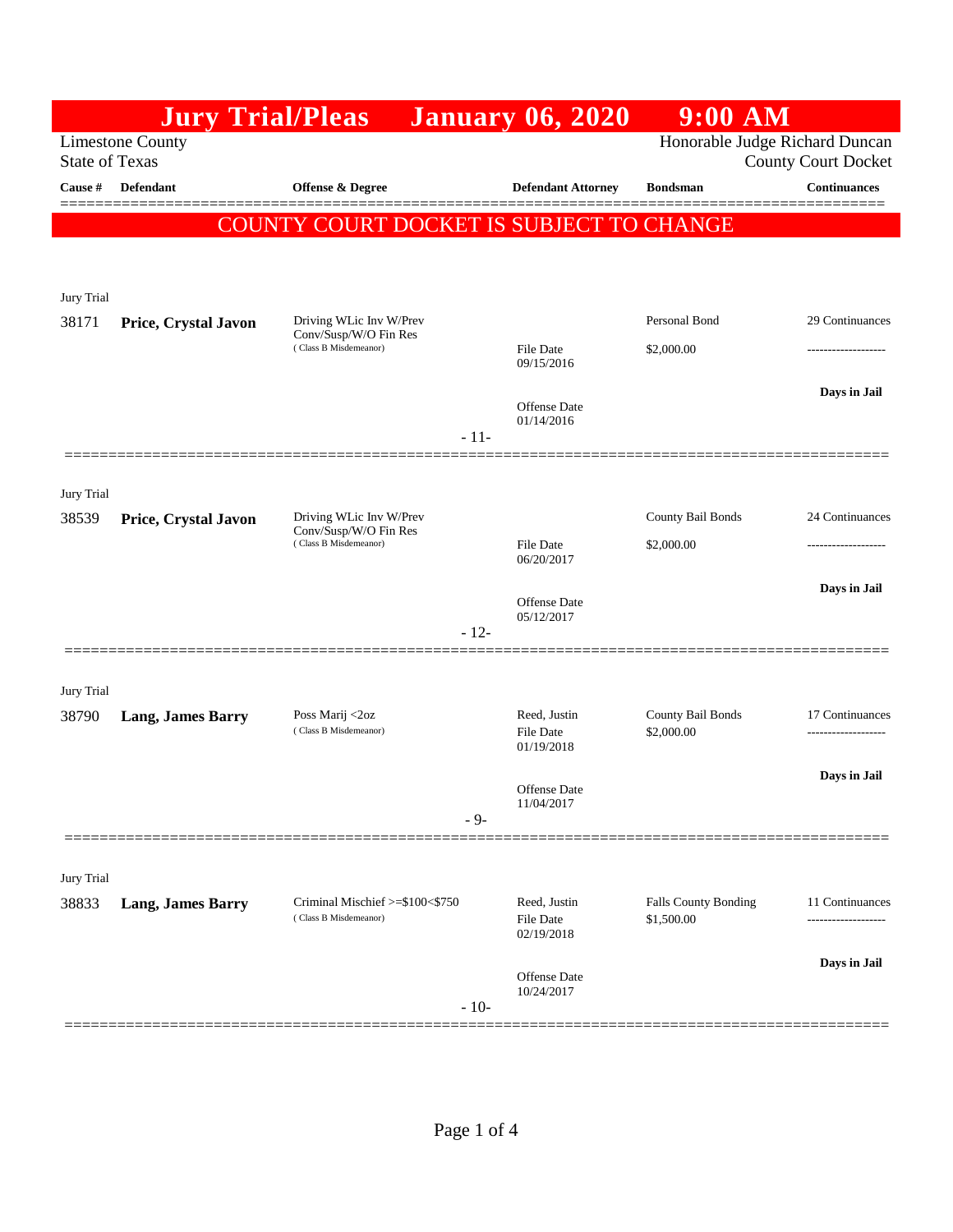# Jury Trial/Pleas January 06, 2020 9:00 AM

Limestone County
State of Texas

Honorable Judge Richard Duncan
County Court Docket

**COUNTY COURT DOCKET IS SUBJECT TO CHANGE**

| Cause # | Defendant | Offense & Degree | Defendant Attorney | Bondsman | Continuances |
|---|---|---|---|---|---|
| Jury Trial | | | | | |
| 38171 | **Price, Crystal Javon** | Driving WLic Inv W/Prev Conv/Susp/W/O Fin Res (Class B Misdemeanor) | File Date 09/15/2016 Offense Date 01/14/2016 | Personal Bond $2,000.00 | 29 Continuances ------------------- **Days in Jail** |
| | | - 11- | | | |
| Jury Trial | | | | | |
| 38539 | **Price, Crystal Javon** | Driving WLic Inv W/Prev Conv/Susp/W/O Fin Res (Class B Misdemeanor) | File Date 06/20/2017 Offense Date 05/12/2017 | County Bail Bonds $2,000.00 | 24 Continuances ------------------- **Days in Jail** |
| | | - 12- | | | |
| Jury Trial | | | | | |
| 38790 | **Lang, James Barry** | Poss Marij <2oz (Class B Misdemeanor) | Reed, Justin File Date 01/19/2018 Offense Date 11/04/2017 | County Bail Bonds $2,000.00 | 17 Continuances ------------------- **Days in Jail** |
| | | - 9- | | | |
| Jury Trial | | | | | |
| 38833 | **Lang, James Barry** | Criminal Mischief >=$100<$750 (Class B Misdemeanor) | Reed, Justin File Date 02/19/2018 Offense Date 10/24/2017 | Falls County Bonding $1,500.00 | 11 Continuances ------------------- **Days in Jail** |
| | | - 10- | | | |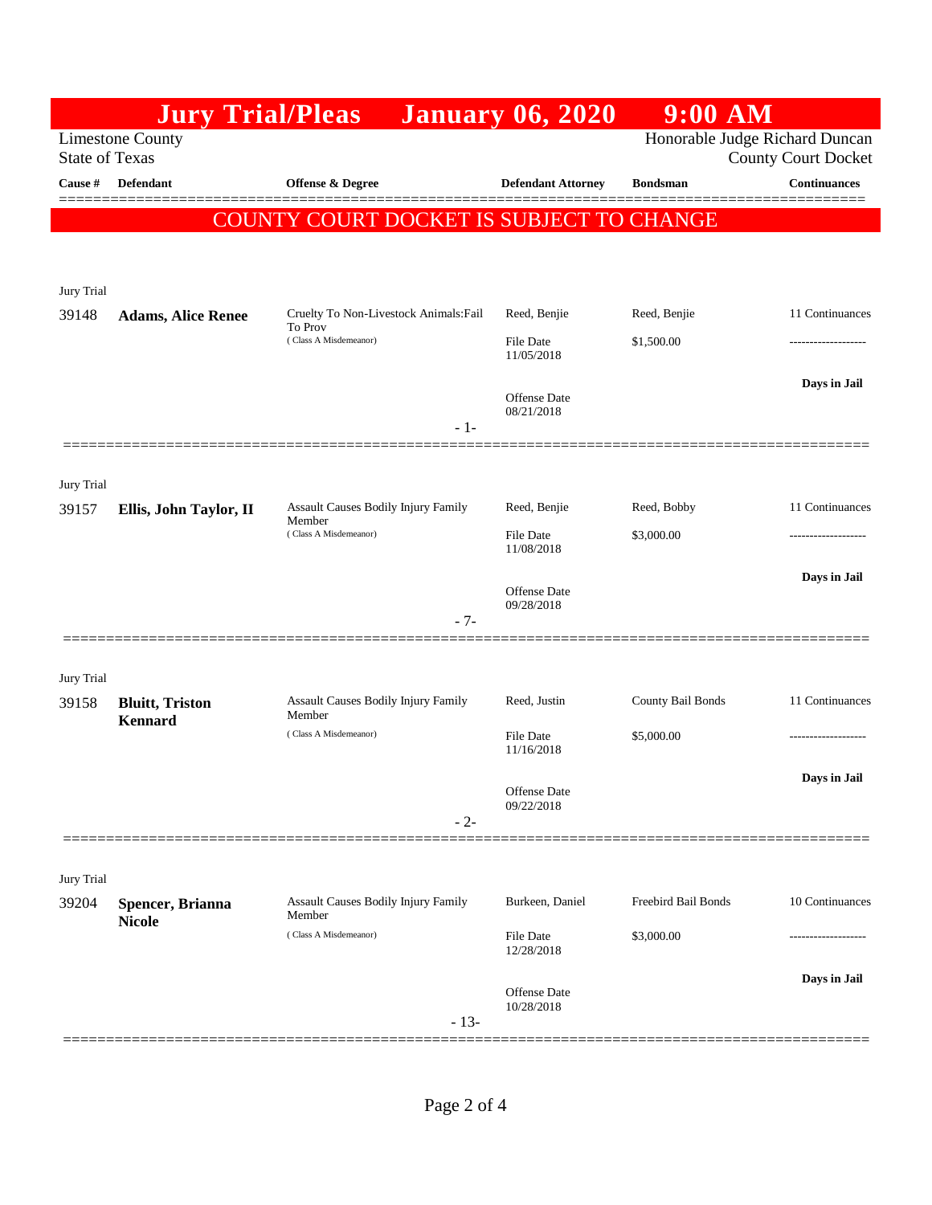# Jury Trial/Pleas January 06, 2020 9:00 AM

Limestone County
State of Texas

Honorable Judge Richard Duncan
County Court Docket

**COUNTY COURT DOCKET IS SUBJECT TO CHANGE**

| Cause # | Defendant | Offense & Degree | Defendant Attorney | Bondsman | Continuances |
|---|---|---|---|---|---|
| Jury Trial | | | | | |
| 39148 | **Adams, Alice Renee** | Cruelty To Non-Livestock Animals:Fail To Prov (Class A Misdemeanor) | Reed, Benjie | Reed, Benjie | 11 Continuances |
| | | | File Date 11/05/2018 | $1,500.00 | ------------------- |
| | | | Offense Date 08/21/2018 | | **Days in Jail** |
| | | - 1- | | | |
| Jury Trial | | | | | |
| 39157 | **Ellis, John Taylor, II** | Assault Causes Bodily Injury Family Member (Class A Misdemeanor) | Reed, Benjie | Reed, Bobby | 11 Continuances |
| | | | File Date 11/08/2018 | $3,000.00 | ------------------- |
| | | | Offense Date 09/28/2018 | | **Days in Jail** |
| | | - 7- | | | |
| Jury Trial | | | | | |
| 39158 | **Bluitt, Triston Kennard** | Assault Causes Bodily Injury Family Member (Class A Misdemeanor) | Reed, Justin | County Bail Bonds | 11 Continuances |
| | | | File Date 11/16/2018 | $5,000.00 | ------------------- |
| | | | Offense Date 09/22/2018 | | **Days in Jail** |
| | | - 2- | | | |
| Jury Trial | | | | | |
| 39204 | **Spencer, Brianna Nicole** | Assault Causes Bodily Injury Family Member (Class A Misdemeanor) | Burkeen, Daniel | Freebird Bail Bonds | 10 Continuances |
| | | | File Date 12/28/2018 | $3,000.00 | ------------------- |
| | | | Offense Date 10/28/2018 | | **Days in Jail** |
| | | - 13- | | | |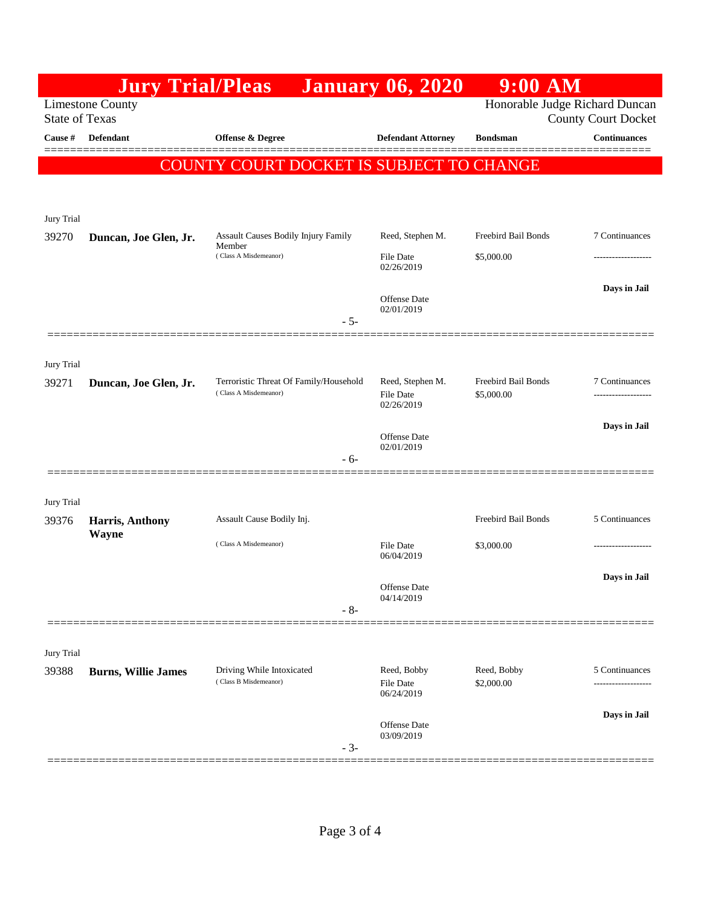# Jury Trial/Pleas January 06, 2020 9:00 AM

Limestone County
State of Texas

Honorable Judge Richard Duncan
County Court Docket

COUNTY COURT DOCKET IS SUBJECT TO CHANGE

| Cause # | Defendant | Offense & Degree | Defendant Attorney | Bondsman | Continuances |
|---|---|---|---|---|---|
| Jury Trial | | | | | |
| 39270 | **Duncan, Joe Glen, Jr.** | Assault Causes Bodily Injury Family Member (Class A Misdemeanor) | Reed, Stephen M.<br>File Date 02/26/2019<br>Offense Date 02/01/2019 | Freebird Bail Bonds<br>$5,000.00 | 7 Continuances<br>-------------------<br>**Days in Jail** |
| | | - 5- | | | |
| Jury Trial | | | | | |
| 39271 | **Duncan, Joe Glen, Jr.** | Terroristic Threat Of Family/Household (Class A Misdemeanor) | Reed, Stephen M.<br>File Date 02/26/2019<br>Offense Date 02/01/2019 | Freebird Bail Bonds<br>$5,000.00 | 7 Continuances<br>-------------------<br>**Days in Jail** |
| | | - 6- | | | |
| Jury Trial | | | | | |
| 39376 | **Harris, Anthony Wayne** | Assault Cause Bodily Inj. (Class A Misdemeanor) | File Date 06/04/2019<br>Offense Date 04/14/2019 | Freebird Bail Bonds<br>$3,000.00 | 5 Continuances<br>-------------------<br>**Days in Jail** |
| | | - 8- | | | |
| Jury Trial | | | | | |
| 39388 | **Burns, Willie James** | Driving While Intoxicated (Class B Misdemeanor) | Reed, Bobby<br>File Date 06/24/2019<br>Offense Date 03/09/2019 | Reed, Bobby<br>$2,000.00 | 5 Continuances<br>-------------------<br>**Days in Jail** |
| | | - 3- | | | |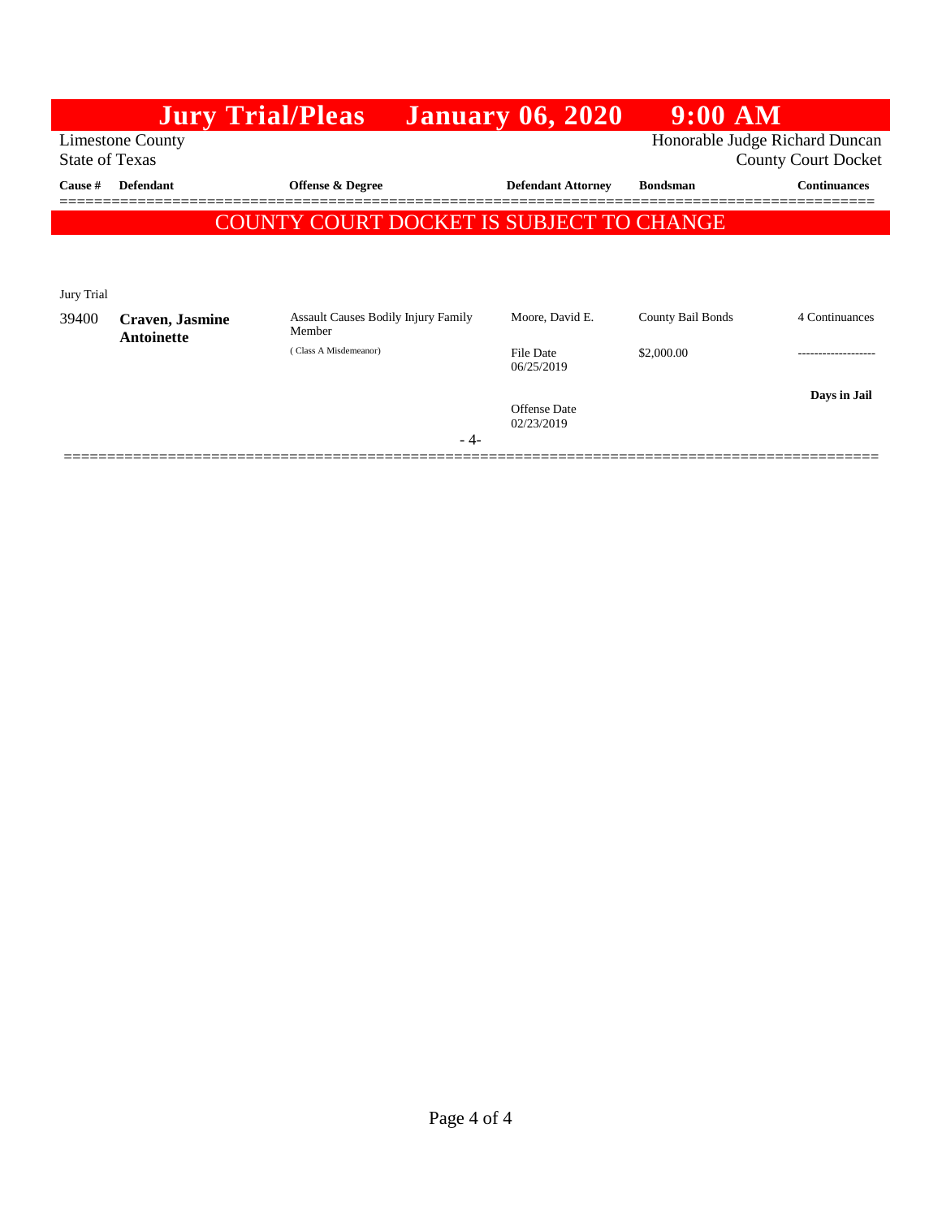# Jury Trial/Pleas January 06, 2020 9:00 AM

Limestone County
State of Texas

Honorable Judge Richard Duncan
County Court Docket

**COUNTY COURT DOCKET IS SUBJECT TO CHANGE**

Jury Trial

| Cause # | Defendant | Offense & Degree | Defendant Attorney | Bondsman | Continuances |
|---|---|---|---|---|---|
| 39400 | **Craven, Jasmine Antoinette** | Assault Causes Bodily Injury Family Member | Moore, David E. | County Bail Bonds | 4 Continuances |
| | | ( Class A Misdemeanor) | File Date 06/25/2019 | $2,000.00 | ------------------- |
| | | | Offense Date 02/23/2019 | | **Days in Jail** |

- 4-